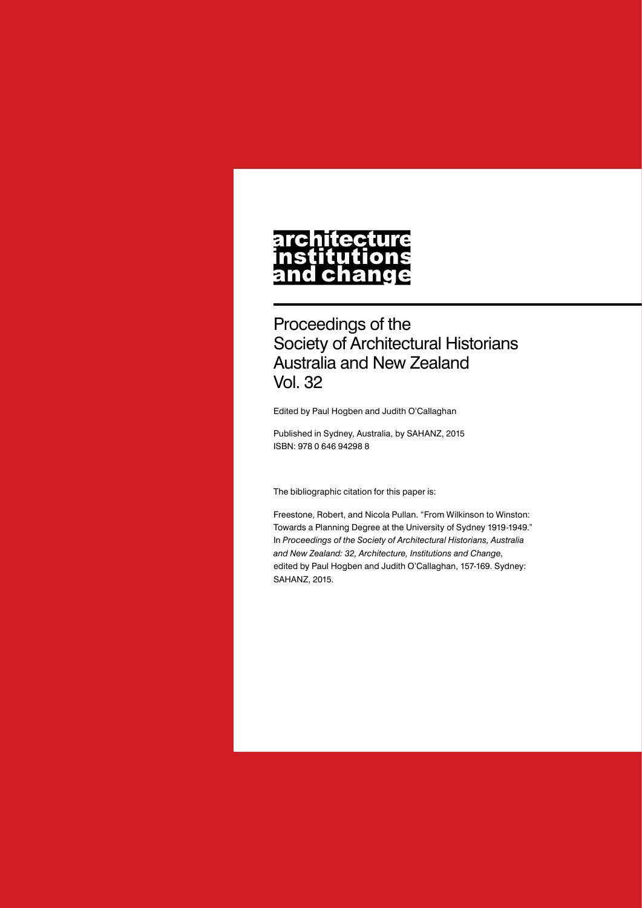# architecture institutions and change

## Proceedings of the Society of Architectural Historians Australia and New Zealand Vol. 32

Edited by Paul Hogben and Judith O'Callaghan

Published in Sydney, Australia, by SAHANZ, 2015
ISBN: 978 0 646 94298 8

The bibliographic citation for this paper is:

Freestone, Robert, and Nicola Pullan. "From Wilkinson to Winston: Towards a Planning Degree at the University of Sydney 1919-1949." In *Proceedings of the Society of Architectural Historians, Australia and New Zealand: 32, Architecture, Institutions and Change*, edited by Paul Hogben and Judith O'Callaghan, 157-169. Sydney: SAHANZ, 2015.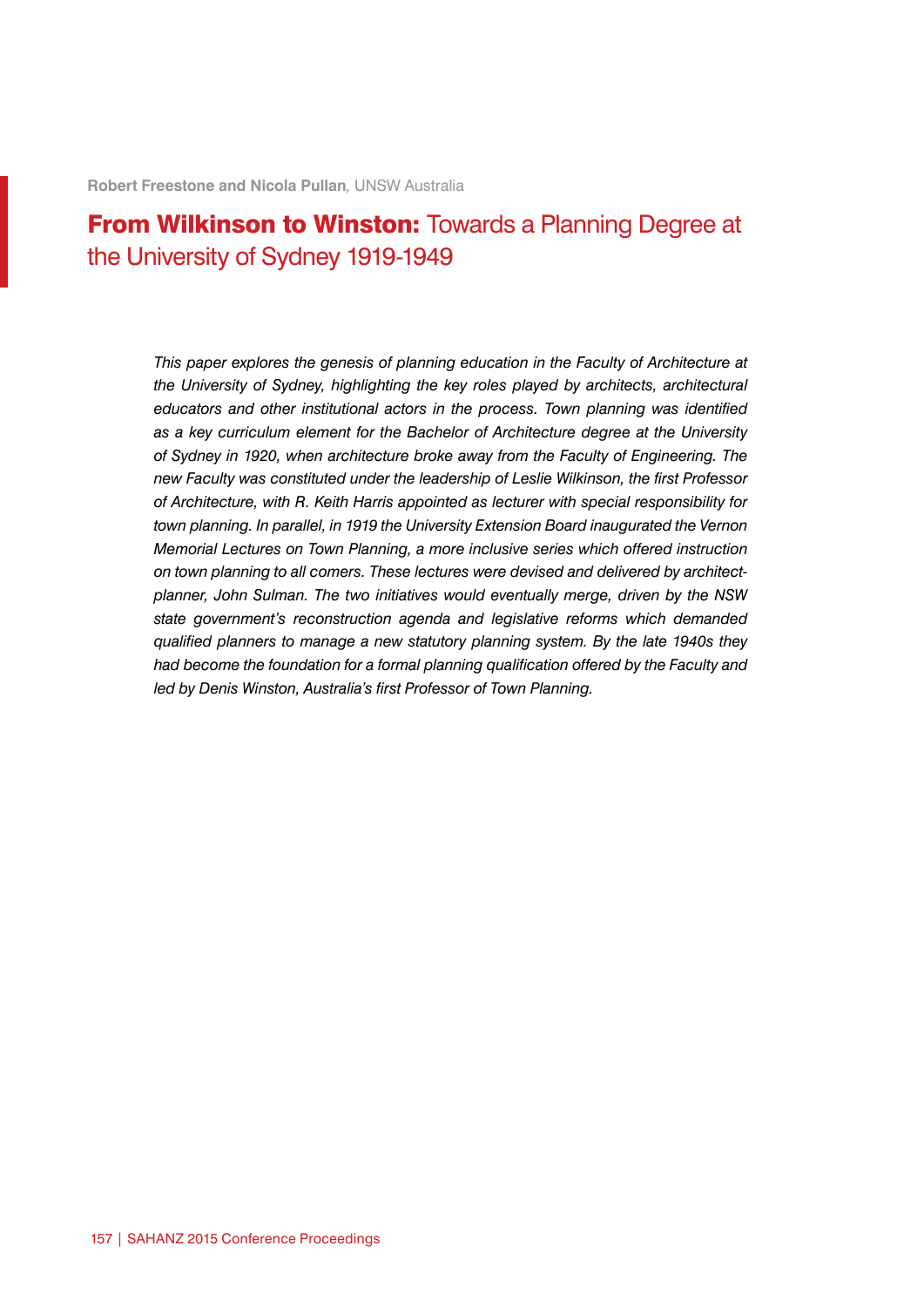**Robert Freestone and Nicola Pullan**, UNSW Australia

# From Wilkinson to Winston: Towards a Planning Degree at the University of Sydney 1919-1949

*This paper explores the genesis of planning education in the Faculty of Architecture at the University of Sydney, highlighting the key roles played by architects, architectural educators and other institutional actors in the process. Town planning was identified as a key curriculum element for the Bachelor of Architecture degree at the University of Sydney in 1920, when architecture broke away from the Faculty of Engineering. The new Faculty was constituted under the leadership of Leslie Wilkinson, the first Professor of Architecture, with R. Keith Harris appointed as lecturer with special responsibility for town planning. In parallel, in 1919 the University Extension Board inaugurated the Vernon Memorial Lectures on Town Planning, a more inclusive series which offered instruction on town planning to all comers. These lectures were devised and delivered by architect-planner, John Sulman. The two initiatives would eventually merge, driven by the NSW state government's reconstruction agenda and legislative reforms which demanded qualified planners to manage a new statutory planning system. By the late 1940s they had become the foundation for a formal planning qualification offered by the Faculty and led by Denis Winston, Australia's first Professor of Town Planning.*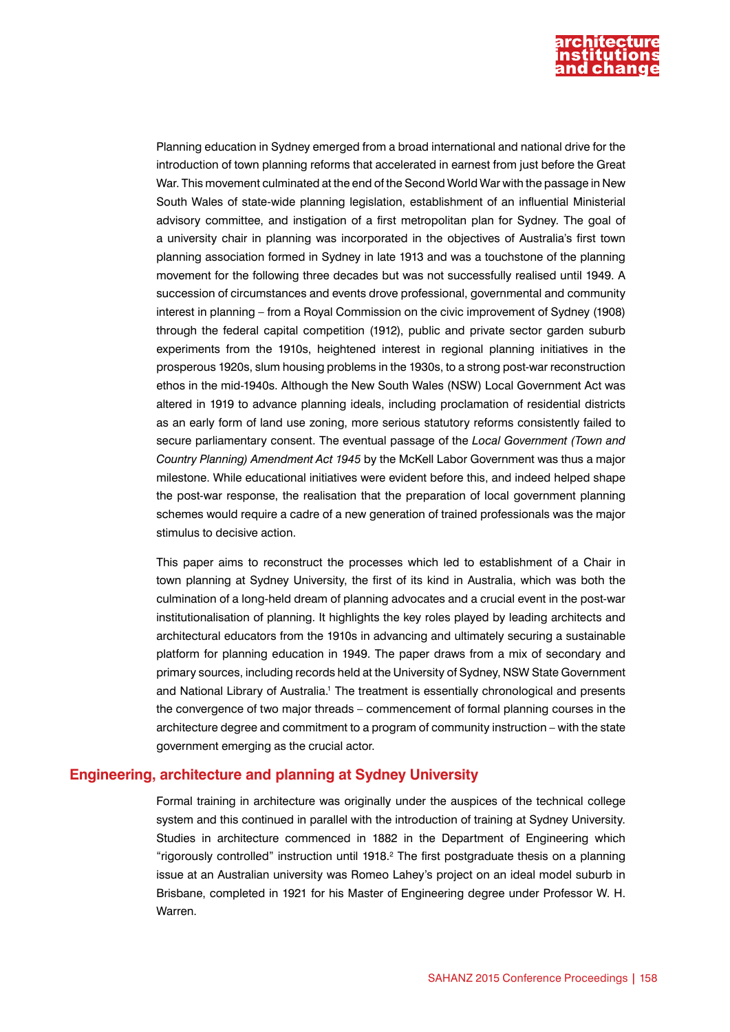Planning education in Sydney emerged from a broad international and national drive for the introduction of town planning reforms that accelerated in earnest from just before the Great War. This movement culminated at the end of the Second World War with the passage in New South Wales of state-wide planning legislation, establishment of an influential Ministerial advisory committee, and instigation of a first metropolitan plan for Sydney. The goal of a university chair in planning was incorporated in the objectives of Australia's first town planning association formed in Sydney in late 1913 and was a touchstone of the planning movement for the following three decades but was not successfully realised until 1949. A succession of circumstances and events drove professional, governmental and community interest in planning – from a Royal Commission on the civic improvement of Sydney (1908) through the federal capital competition (1912), public and private sector garden suburb experiments from the 1910s, heightened interest in regional planning initiatives in the prosperous 1920s, slum housing problems in the 1930s, to a strong post-war reconstruction ethos in the mid-1940s. Although the New South Wales (NSW) Local Government Act was altered in 1919 to advance planning ideals, including proclamation of residential districts as an early form of land use zoning, more serious statutory reforms consistently failed to secure parliamentary consent. The eventual passage of the *Local Government (Town and Country Planning) Amendment Act 1945* by the McKell Labor Government was thus a major milestone. While educational initiatives were evident before this, and indeed helped shape the post-war response, the realisation that the preparation of local government planning schemes would require a cadre of a new generation of trained professionals was the major stimulus to decisive action.

This paper aims to reconstruct the processes which led to establishment of a Chair in town planning at Sydney University, the first of its kind in Australia, which was both the culmination of a long-held dream of planning advocates and a crucial event in the post-war institutionalisation of planning. It highlights the key roles played by leading architects and architectural educators from the 1910s in advancing and ultimately securing a sustainable platform for planning education in 1949. The paper draws from a mix of secondary and primary sources, including records held at the University of Sydney, NSW State Government and National Library of Australia.[1] The treatment is essentially chronological and presents the convergence of two major threads – commencement of formal planning courses in the architecture degree and commitment to a program of community instruction – with the state government emerging as the crucial actor.

## Engineering, architecture and planning at Sydney University

Formal training in architecture was originally under the auspices of the technical college system and this continued in parallel with the introduction of training at Sydney University. Studies in architecture commenced in 1882 in the Department of Engineering which "rigorously controlled" instruction until 1918.[2] The first postgraduate thesis on a planning issue at an Australian university was Romeo Lahey's project on an ideal model suburb in Brisbane, completed in 1921 for his Master of Engineering degree under Professor W. H. Warren.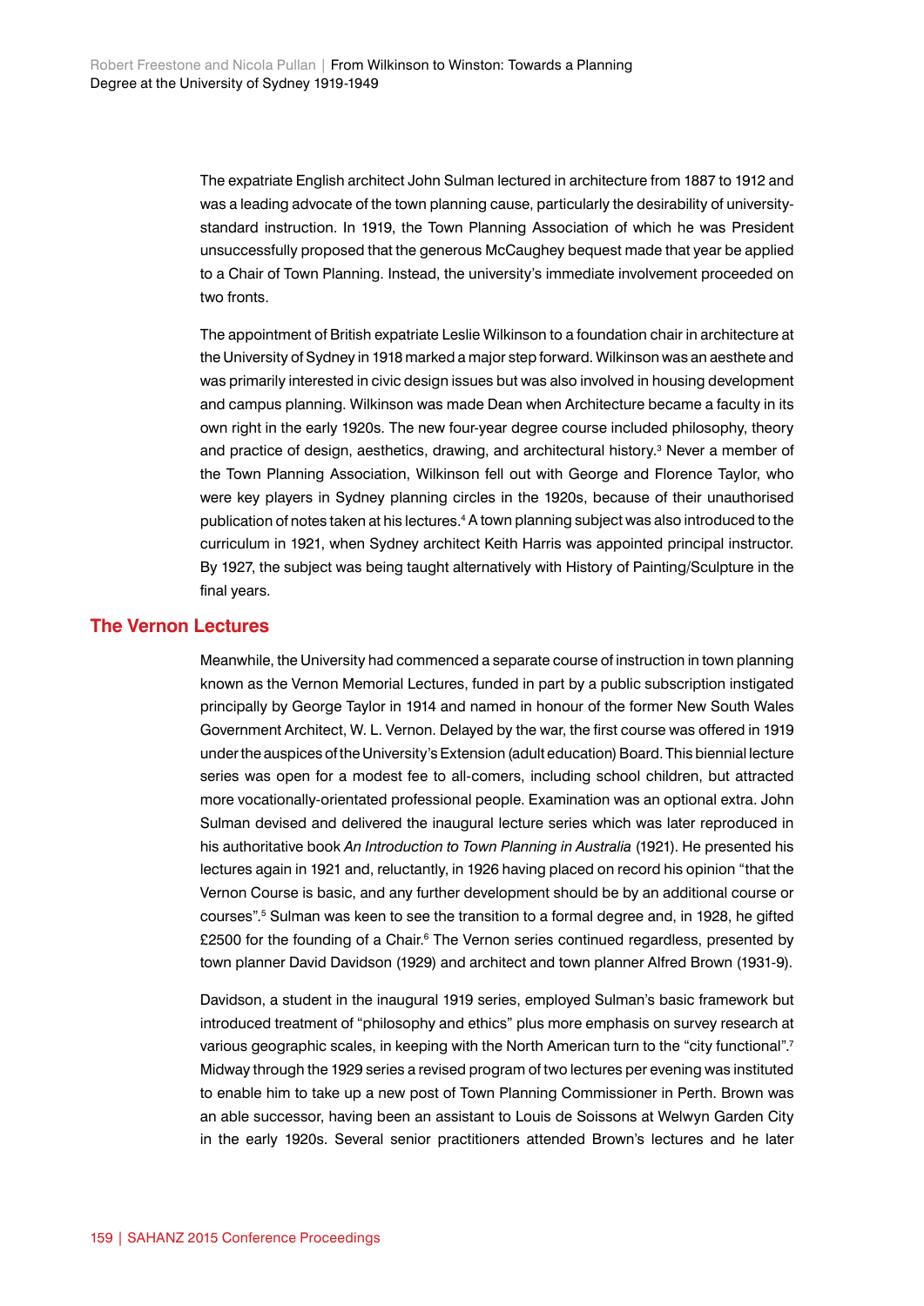The expatriate English architect John Sulman lectured in architecture from 1887 to 1912 and was a leading advocate of the town planning cause, particularly the desirability of university-standard instruction. In 1919, the Town Planning Association of which he was President unsuccessfully proposed that the generous McCaughey bequest made that year be applied to a Chair of Town Planning. Instead, the university's immediate involvement proceeded on two fronts.

The appointment of British expatriate Leslie Wilkinson to a foundation chair in architecture at the University of Sydney in 1918 marked a major step forward. Wilkinson was an aesthete and was primarily interested in civic design issues but was also involved in housing development and campus planning. Wilkinson was made Dean when Architecture became a faculty in its own right in the early 1920s. The new four-year degree course included philosophy, theory and practice of design, aesthetics, drawing, and architectural history.[3] Never a member of the Town Planning Association, Wilkinson fell out with George and Florence Taylor, who were key players in Sydney planning circles in the 1920s, because of their unauthorised publication of notes taken at his lectures.[4] A town planning subject was also introduced to the curriculum in 1921, when Sydney architect Keith Harris was appointed principal instructor. By 1927, the subject was being taught alternatively with History of Painting/Sculpture in the final years.

## The Vernon Lectures

Meanwhile, the University had commenced a separate course of instruction in town planning known as the Vernon Memorial Lectures, funded in part by a public subscription instigated principally by George Taylor in 1914 and named in honour of the former New South Wales Government Architect, W. L. Vernon. Delayed by the war, the first course was offered in 1919 under the auspices of the University's Extension (adult education) Board. This biennial lecture series was open for a modest fee to all-comers, including school children, but attracted more vocationally-orientated professional people. Examination was an optional extra. John Sulman devised and delivered the inaugural lecture series which was later reproduced in his authoritative book *An Introduction to Town Planning in Australia* (1921). He presented his lectures again in 1921 and, reluctantly, in 1926 having placed on record his opinion "that the Vernon Course is basic, and any further development should be by an additional course or courses".[5] Sulman was keen to see the transition to a formal degree and, in 1928, he gifted £2500 for the founding of a Chair.[6] The Vernon series continued regardless, presented by town planner David Davidson (1929) and architect and town planner Alfred Brown (1931-9).

Davidson, a student in the inaugural 1919 series, employed Sulman's basic framework but introduced treatment of "philosophy and ethics" plus more emphasis on survey research at various geographic scales, in keeping with the North American turn to the "city functional".[7] Midway through the 1929 series a revised program of two lectures per evening was instituted to enable him to take up a new post of Town Planning Commissioner in Perth. Brown was an able successor, having been an assistant to Louis de Soissons at Welwyn Garden City in the early 1920s. Several senior practitioners attended Brown's lectures and he later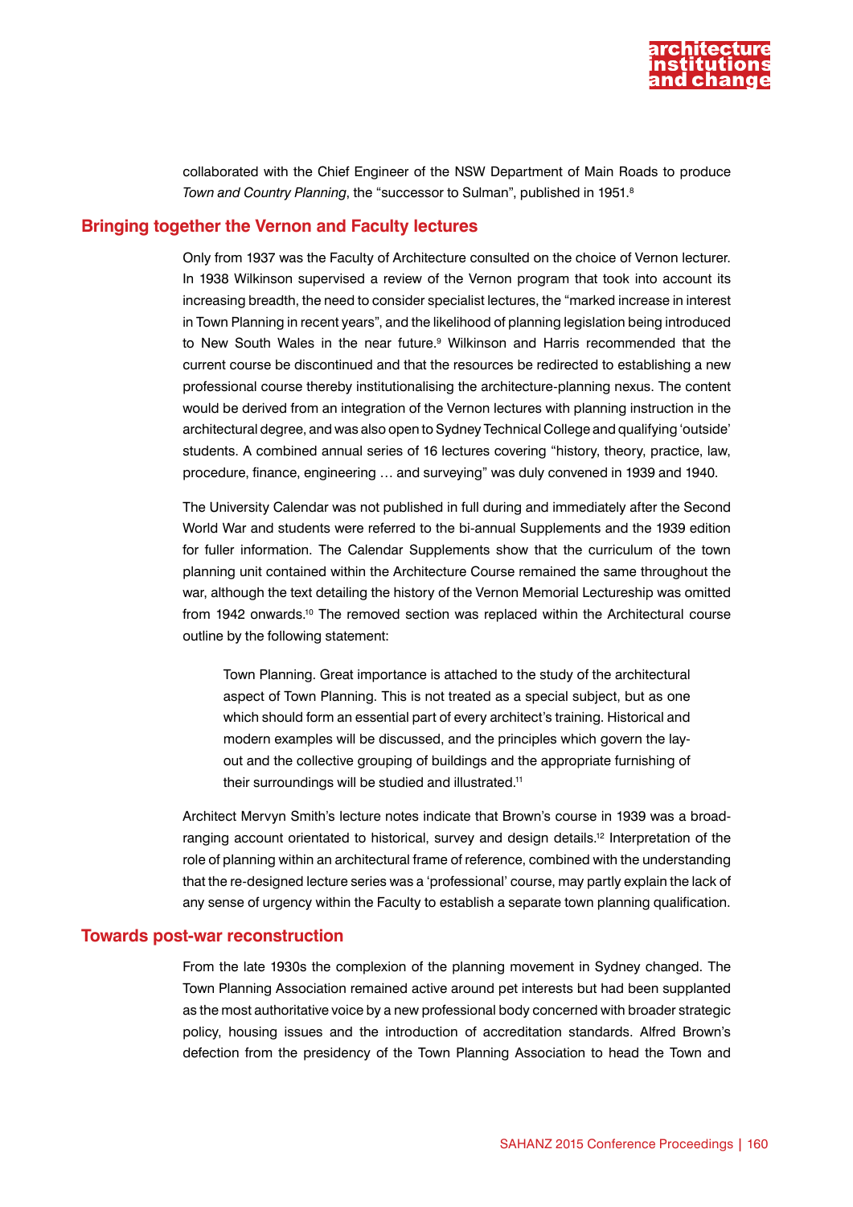collaborated with the Chief Engineer of the NSW Department of Main Roads to produce *Town and Country Planning*, the "successor to Sulman", published in 1951.[8]

## Bringing together the Vernon and Faculty lectures

Only from 1937 was the Faculty of Architecture consulted on the choice of Vernon lecturer. In 1938 Wilkinson supervised a review of the Vernon program that took into account its increasing breadth, the need to consider specialist lectures, the "marked increase in interest in Town Planning in recent years", and the likelihood of planning legislation being introduced to New South Wales in the near future.[9] Wilkinson and Harris recommended that the current course be discontinued and that the resources be redirected to establishing a new professional course thereby institutionalising the architecture-planning nexus. The content would be derived from an integration of the Vernon lectures with planning instruction in the architectural degree, and was also open to Sydney Technical College and qualifying 'outside' students. A combined annual series of 16 lectures covering "history, theory, practice, law, procedure, finance, engineering … and surveying" was duly convened in 1939 and 1940.

The University Calendar was not published in full during and immediately after the Second World War and students were referred to the bi-annual Supplements and the 1939 edition for fuller information. The Calendar Supplements show that the curriculum of the town planning unit contained within the Architecture Course remained the same throughout the war, although the text detailing the history of the Vernon Memorial Lectureship was omitted from 1942 onwards.[10] The removed section was replaced within the Architectural course outline by the following statement:

> Town Planning. Great importance is attached to the study of the architectural aspect of Town Planning. This is not treated as a special subject, but as one which should form an essential part of every architect's training. Historical and modern examples will be discussed, and the principles which govern the lay-out and the collective grouping of buildings and the appropriate furnishing of their surroundings will be studied and illustrated.[11]

Architect Mervyn Smith's lecture notes indicate that Brown's course in 1939 was a broad-ranging account orientated to historical, survey and design details.[12] Interpretation of the role of planning within an architectural frame of reference, combined with the understanding that the re-designed lecture series was a 'professional' course, may partly explain the lack of any sense of urgency within the Faculty to establish a separate town planning qualification.

## Towards post-war reconstruction

From the late 1930s the complexion of the planning movement in Sydney changed. The Town Planning Association remained active around pet interests but had been supplanted as the most authoritative voice by a new professional body concerned with broader strategic policy, housing issues and the introduction of accreditation standards. Alfred Brown's defection from the presidency of the Town Planning Association to head the Town and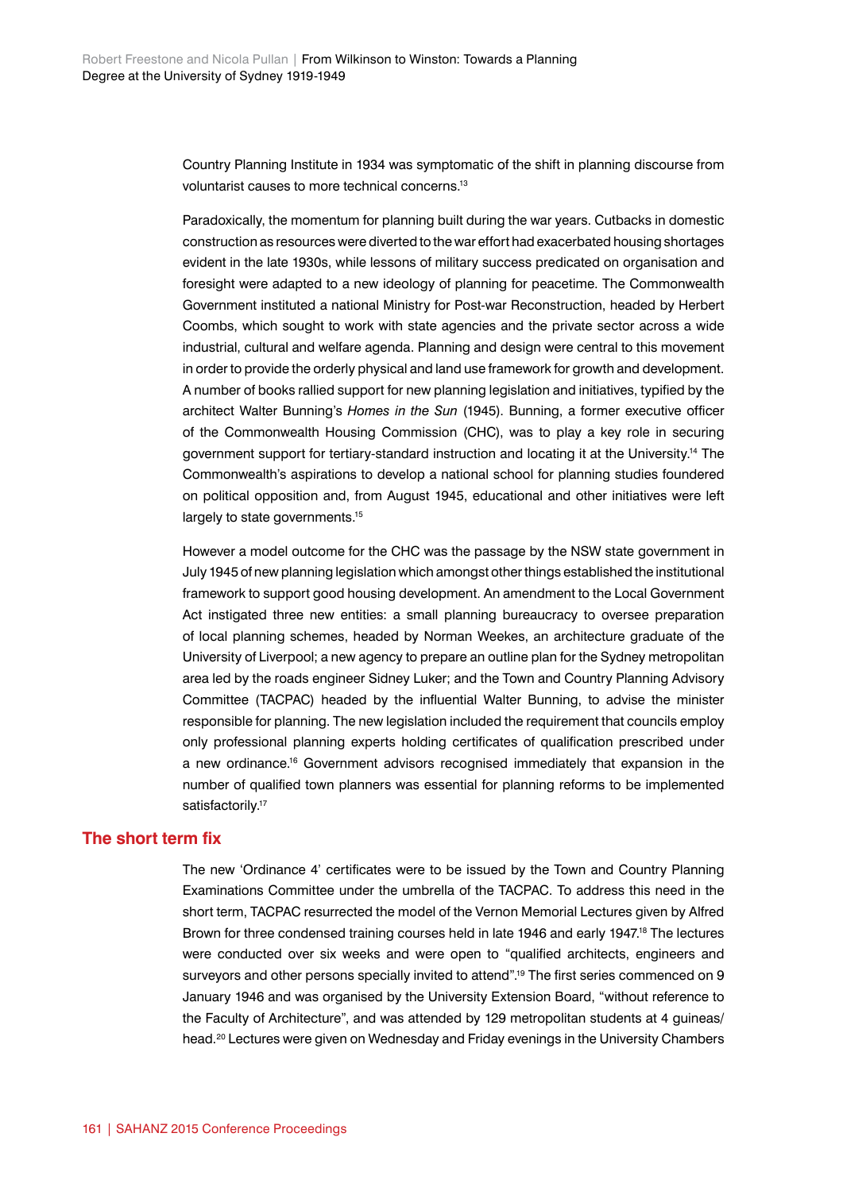Country Planning Institute in 1934 was symptomatic of the shift in planning discourse from voluntarist causes to more technical concerns.[13]

Paradoxically, the momentum for planning built during the war years. Cutbacks in domestic construction as resources were diverted to the war effort had exacerbated housing shortages evident in the late 1930s, while lessons of military success predicated on organisation and foresight were adapted to a new ideology of planning for peacetime. The Commonwealth Government instituted a national Ministry for Post-war Reconstruction, headed by Herbert Coombs, which sought to work with state agencies and the private sector across a wide industrial, cultural and welfare agenda. Planning and design were central to this movement in order to provide the orderly physical and land use framework for growth and development. A number of books rallied support for new planning legislation and initiatives, typified by the architect Walter Bunning's *Homes in the Sun* (1945). Bunning, a former executive officer of the Commonwealth Housing Commission (CHC), was to play a key role in securing government support for tertiary-standard instruction and locating it at the University.[14] The Commonwealth's aspirations to develop a national school for planning studies foundered on political opposition and, from August 1945, educational and other initiatives were left largely to state governments.[15]

However a model outcome for the CHC was the passage by the NSW state government in July 1945 of new planning legislation which amongst other things established the institutional framework to support good housing development. An amendment to the Local Government Act instigated three new entities: a small planning bureaucracy to oversee preparation of local planning schemes, headed by Norman Weekes, an architecture graduate of the University of Liverpool; a new agency to prepare an outline plan for the Sydney metropolitan area led by the roads engineer Sidney Luker; and the Town and Country Planning Advisory Committee (TACPAC) headed by the influential Walter Bunning, to advise the minister responsible for planning. The new legislation included the requirement that councils employ only professional planning experts holding certificates of qualification prescribed under a new ordinance.[16] Government advisors recognised immediately that expansion in the number of qualified town planners was essential for planning reforms to be implemented satisfactorily.[17]

## The short term fix

The new 'Ordinance 4' certificates were to be issued by the Town and Country Planning Examinations Committee under the umbrella of the TACPAC. To address this need in the short term, TACPAC resurrected the model of the Vernon Memorial Lectures given by Alfred Brown for three condensed training courses held in late 1946 and early 1947.[18] The lectures were conducted over six weeks and were open to "qualified architects, engineers and surveyors and other persons specially invited to attend".[19] The first series commenced on 9 January 1946 and was organised by the University Extension Board, "without reference to the Faculty of Architecture", and was attended by 129 metropolitan students at 4 guineas/head.[20] Lectures were given on Wednesday and Friday evenings in the University Chambers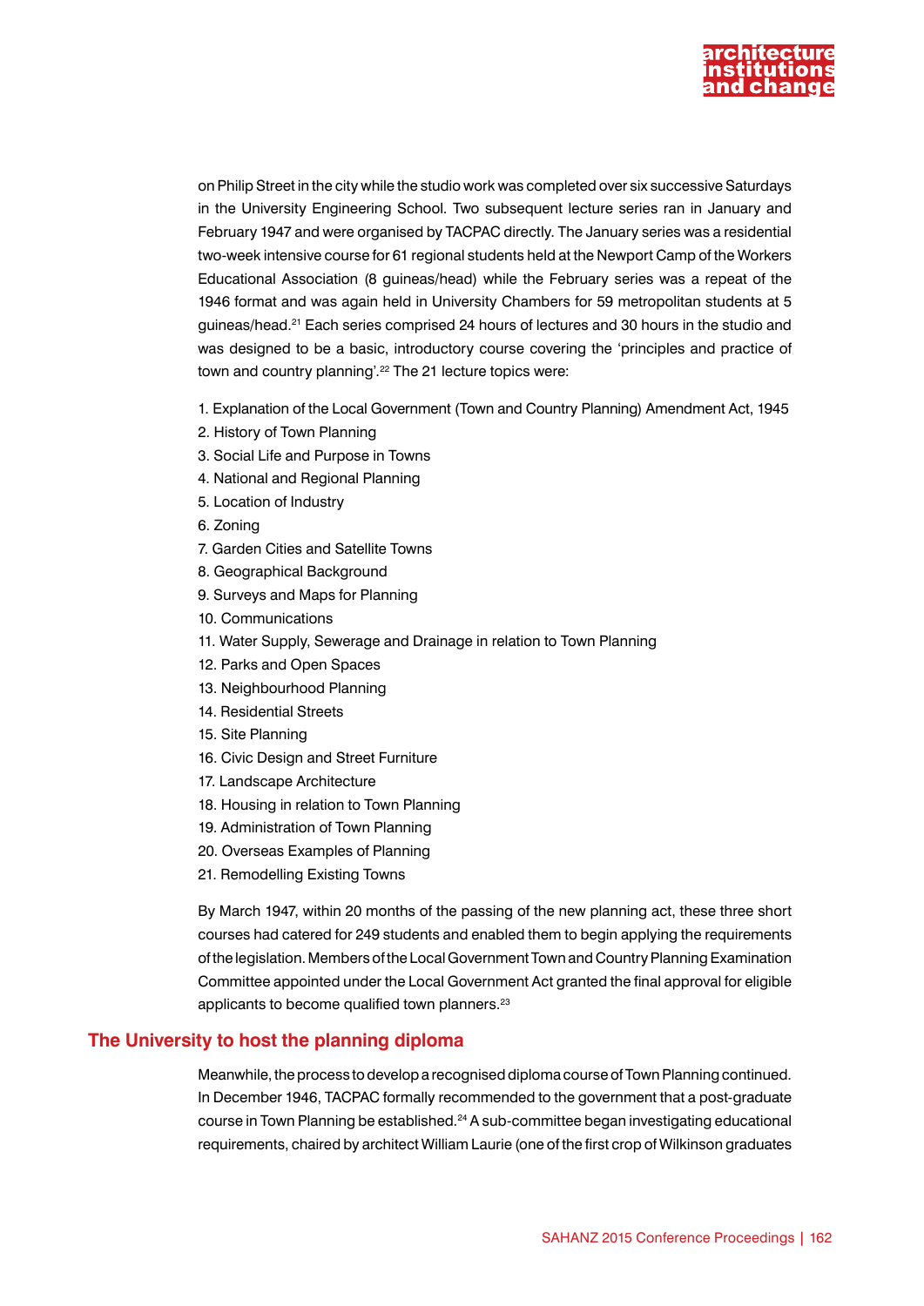on Philip Street in the city while the studio work was completed over six successive Saturdays in the University Engineering School. Two subsequent lecture series ran in January and February 1947 and were organised by TACPAC directly. The January series was a residential two-week intensive course for 61 regional students held at the Newport Camp of the Workers Educational Association (8 guineas/head) while the February series was a repeat of the 1946 format and was again held in University Chambers for 59 metropolitan students at 5 guineas/head.[21] Each series comprised 24 hours of lectures and 30 hours in the studio and was designed to be a basic, introductory course covering the 'principles and practice of town and country planning'.[22] The 21 lecture topics were:

1. Explanation of the Local Government (Town and Country Planning) Amendment Act, 1945
2. History of Town Planning
3. Social Life and Purpose in Towns
4. National and Regional Planning
5. Location of Industry
6. Zoning
7. Garden Cities and Satellite Towns
8. Geographical Background
9. Surveys and Maps for Planning
10. Communications
11. Water Supply, Sewerage and Drainage in relation to Town Planning
12. Parks and Open Spaces
13. Neighbourhood Planning
14. Residential Streets
15. Site Planning
16. Civic Design and Street Furniture
17. Landscape Architecture
18. Housing in relation to Town Planning
19. Administration of Town Planning
20. Overseas Examples of Planning
21. Remodelling Existing Towns

By March 1947, within 20 months of the passing of the new planning act, these three short courses had catered for 249 students and enabled them to begin applying the requirements of the legislation. Members of the Local Government Town and Country Planning Examination Committee appointed under the Local Government Act granted the final approval for eligible applicants to become qualified town planners.[23]

## The University to host the planning diploma

Meanwhile, the process to develop a recognised diploma course of Town Planning continued. In December 1946, TACPAC formally recommended to the government that a post-graduate course in Town Planning be established.[24] A sub-committee began investigating educational requirements, chaired by architect William Laurie (one of the first crop of Wilkinson graduates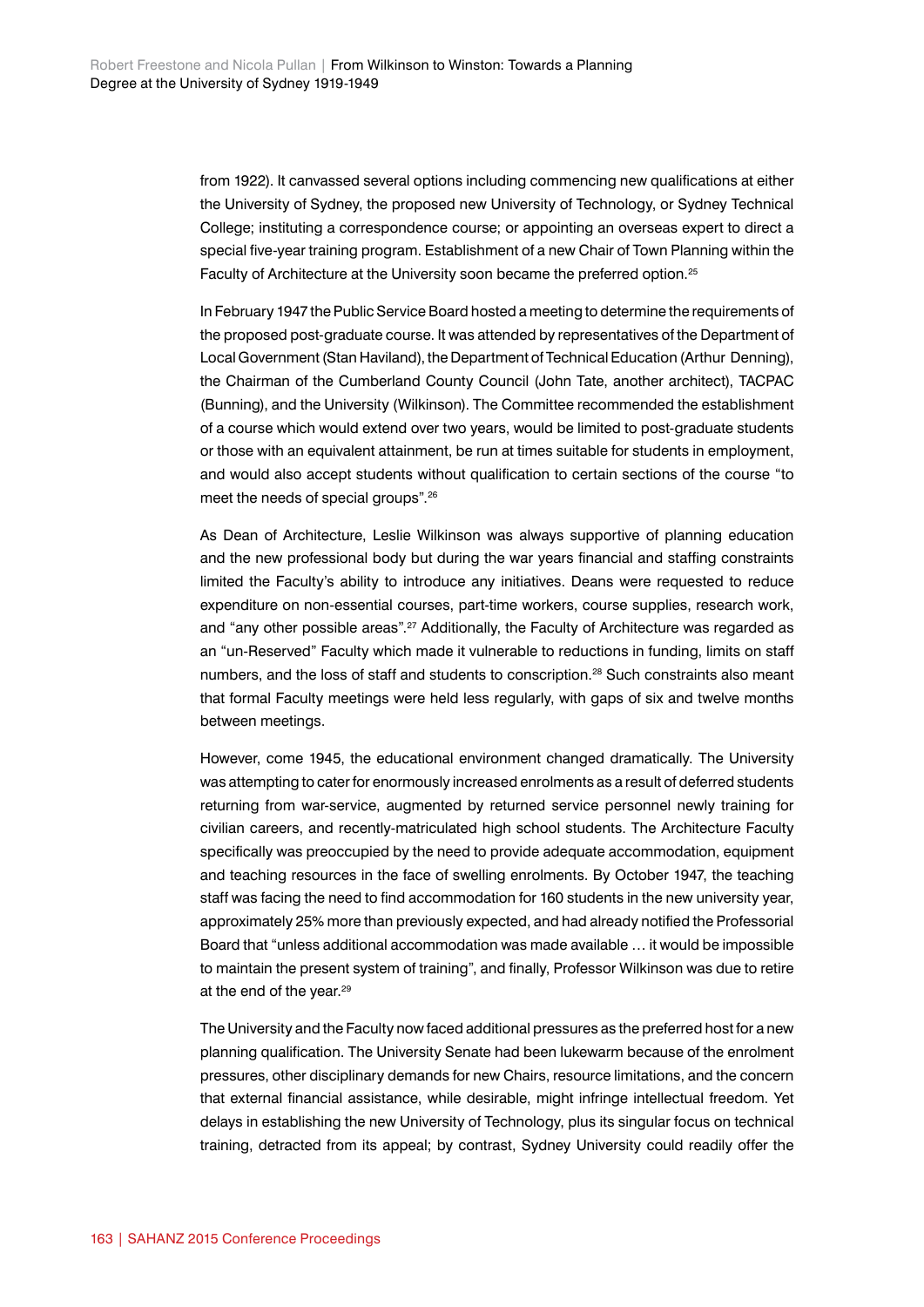from 1922). It canvassed several options including commencing new qualifications at either the University of Sydney, the proposed new University of Technology, or Sydney Technical College; instituting a correspondence course; or appointing an overseas expert to direct a special five-year training program. Establishment of a new Chair of Town Planning within the Faculty of Architecture at the University soon became the preferred option.[25]

In February 1947 the Public Service Board hosted a meeting to determine the requirements of the proposed post-graduate course. It was attended by representatives of the Department of Local Government (Stan Haviland), the Department of Technical Education (Arthur Denning), the Chairman of the Cumberland County Council (John Tate, another architect), TACPAC (Bunning), and the University (Wilkinson). The Committee recommended the establishment of a course which would extend over two years, would be limited to post-graduate students or those with an equivalent attainment, be run at times suitable for students in employment, and would also accept students without qualification to certain sections of the course "to meet the needs of special groups".[26]

As Dean of Architecture, Leslie Wilkinson was always supportive of planning education and the new professional body but during the war years financial and staffing constraints limited the Faculty's ability to introduce any initiatives. Deans were requested to reduce expenditure on non-essential courses, part-time workers, course supplies, research work, and "any other possible areas".[27] Additionally, the Faculty of Architecture was regarded as an "un-Reserved" Faculty which made it vulnerable to reductions in funding, limits on staff numbers, and the loss of staff and students to conscription.[28] Such constraints also meant that formal Faculty meetings were held less regularly, with gaps of six and twelve months between meetings.

However, come 1945, the educational environment changed dramatically. The University was attempting to cater for enormously increased enrolments as a result of deferred students returning from war-service, augmented by returned service personnel newly training for civilian careers, and recently-matriculated high school students. The Architecture Faculty specifically was preoccupied by the need to provide adequate accommodation, equipment and teaching resources in the face of swelling enrolments. By October 1947, the teaching staff was facing the need to find accommodation for 160 students in the new university year, approximately 25% more than previously expected, and had already notified the Professorial Board that "unless additional accommodation was made available … it would be impossible to maintain the present system of training", and finally, Professor Wilkinson was due to retire at the end of the year.[29]

The University and the Faculty now faced additional pressures as the preferred host for a new planning qualification. The University Senate had been lukewarm because of the enrolment pressures, other disciplinary demands for new Chairs, resource limitations, and the concern that external financial assistance, while desirable, might infringe intellectual freedom. Yet delays in establishing the new University of Technology, plus its singular focus on technical training, detracted from its appeal; by contrast, Sydney University could readily offer the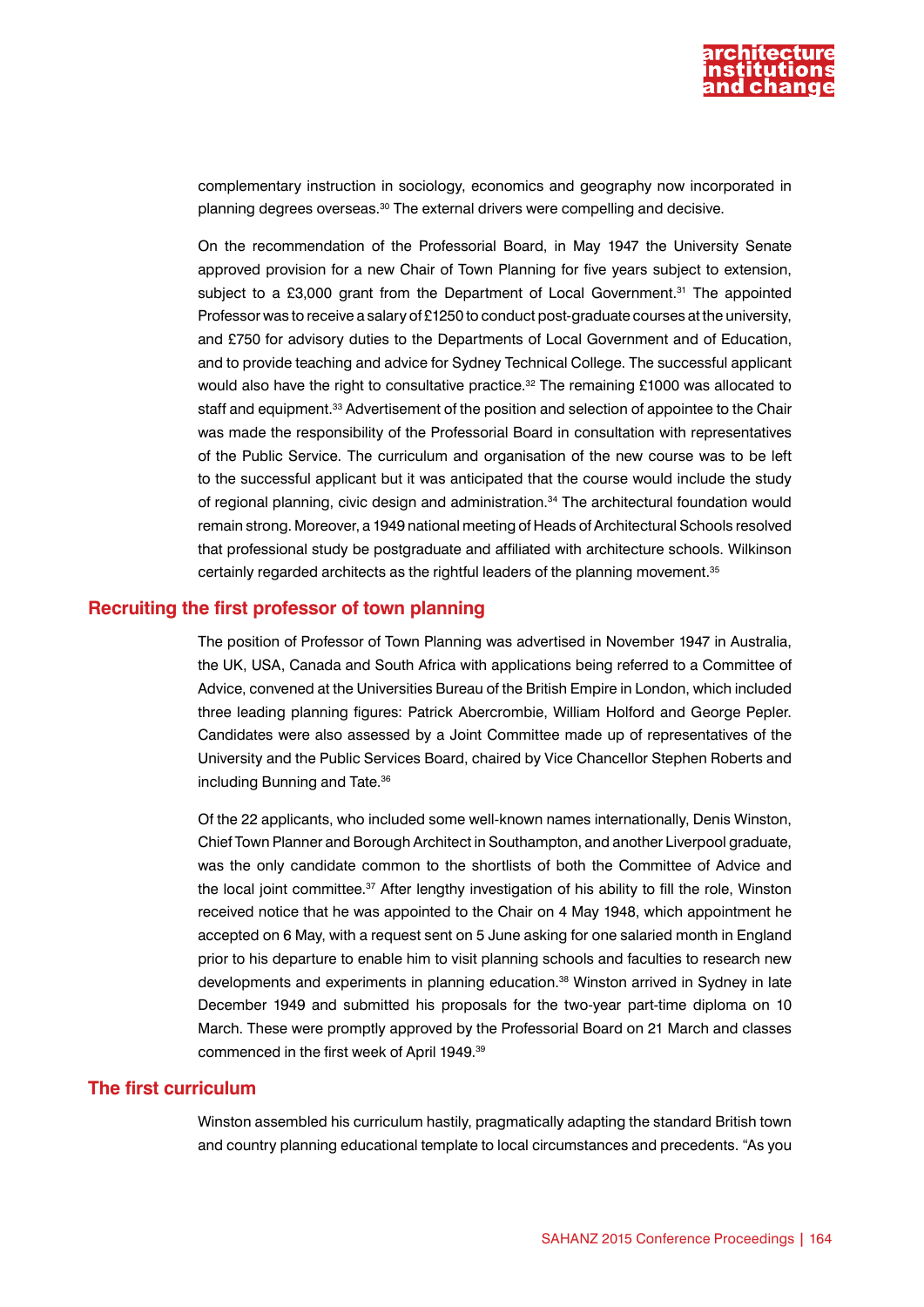complementary instruction in sociology, economics and geography now incorporated in planning degrees overseas.[30] The external drivers were compelling and decisive.

On the recommendation of the Professorial Board, in May 1947 the University Senate approved provision for a new Chair of Town Planning for five years subject to extension, subject to a £3,000 grant from the Department of Local Government.[31] The appointed Professor was to receive a salary of £1250 to conduct post-graduate courses at the university, and £750 for advisory duties to the Departments of Local Government and of Education, and to provide teaching and advice for Sydney Technical College. The successful applicant would also have the right to consultative practice.[32] The remaining £1000 was allocated to staff and equipment.[33] Advertisement of the position and selection of appointee to the Chair was made the responsibility of the Professorial Board in consultation with representatives of the Public Service. The curriculum and organisation of the new course was to be left to the successful applicant but it was anticipated that the course would include the study of regional planning, civic design and administration.[34] The architectural foundation would remain strong. Moreover, a 1949 national meeting of Heads of Architectural Schools resolved that professional study be postgraduate and affiliated with architecture schools. Wilkinson certainly regarded architects as the rightful leaders of the planning movement.[35]

## Recruiting the first professor of town planning

The position of Professor of Town Planning was advertised in November 1947 in Australia, the UK, USA, Canada and South Africa with applications being referred to a Committee of Advice, convened at the Universities Bureau of the British Empire in London, which included three leading planning figures: Patrick Abercrombie, William Holford and George Pepler. Candidates were also assessed by a Joint Committee made up of representatives of the University and the Public Services Board, chaired by Vice Chancellor Stephen Roberts and including Bunning and Tate.[36]

Of the 22 applicants, who included some well-known names internationally, Denis Winston, Chief Town Planner and Borough Architect in Southampton, and another Liverpool graduate, was the only candidate common to the shortlists of both the Committee of Advice and the local joint committee.[37] After lengthy investigation of his ability to fill the role, Winston received notice that he was appointed to the Chair on 4 May 1948, which appointment he accepted on 6 May, with a request sent on 5 June asking for one salaried month in England prior to his departure to enable him to visit planning schools and faculties to research new developments and experiments in planning education.[38] Winston arrived in Sydney in late December 1949 and submitted his proposals for the two-year part-time diploma on 10 March. These were promptly approved by the Professorial Board on 21 March and classes commenced in the first week of April 1949.[39]

## The first curriculum

Winston assembled his curriculum hastily, pragmatically adapting the standard British town and country planning educational template to local circumstances and precedents. "As you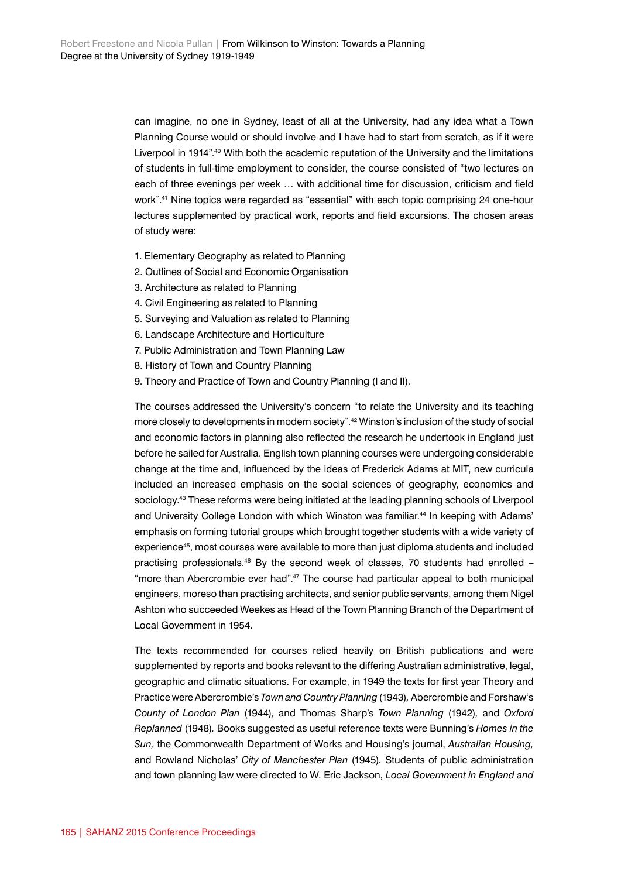can imagine, no one in Sydney, least of all at the University, had any idea what a Town Planning Course would or should involve and I have had to start from scratch, as if it were Liverpool in 1914".[40] With both the academic reputation of the University and the limitations of students in full-time employment to consider, the course consisted of "two lectures on each of three evenings per week … with additional time for discussion, criticism and field work".[41] Nine topics were regarded as "essential" with each topic comprising 24 one-hour lectures supplemented by practical work, reports and field excursions. The chosen areas of study were:

1. Elementary Geography as related to Planning
2. Outlines of Social and Economic Organisation
3. Architecture as related to Planning
4. Civil Engineering as related to Planning
5. Surveying and Valuation as related to Planning
6. Landscape Architecture and Horticulture
7. Public Administration and Town Planning Law
8. History of Town and Country Planning
9. Theory and Practice of Town and Country Planning (I and II).

The courses addressed the University's concern "to relate the University and its teaching more closely to developments in modern society".[42] Winston's inclusion of the study of social and economic factors in planning also reflected the research he undertook in England just before he sailed for Australia. English town planning courses were undergoing considerable change at the time and, influenced by the ideas of Frederick Adams at MIT, new curricula included an increased emphasis on the social sciences of geography, economics and sociology.[43] These reforms were being initiated at the leading planning schools of Liverpool and University College London with which Winston was familiar.[44] In keeping with Adams' emphasis on forming tutorial groups which brought together students with a wide variety of experience[45], most courses were available to more than just diploma students and included practising professionals.[46] By the second week of classes, 70 students had enrolled – "more than Abercrombie ever had".[47] The course had particular appeal to both municipal engineers, moreso than practising architects, and senior public servants, among them Nigel Ashton who succeeded Weekes as Head of the Town Planning Branch of the Department of Local Government in 1954.

The texts recommended for courses relied heavily on British publications and were supplemented by reports and books relevant to the differing Australian administrative, legal, geographic and climatic situations. For example, in 1949 the texts for first year Theory and Practice were Abercrombie's *Town and Country Planning* (1943), Abercrombie and Forshaw's *County of London Plan* (1944), and Thomas Sharp's *Town Planning* (1942), and *Oxford Replanned* (1948). Books suggested as useful reference texts were Bunning's *Homes in the Sun,* the Commonwealth Department of Works and Housing's journal, *Australian Housing,* and Rowland Nicholas' *City of Manchester Plan* (1945). Students of public administration and town planning law were directed to W. Eric Jackson, *Local Government in England and*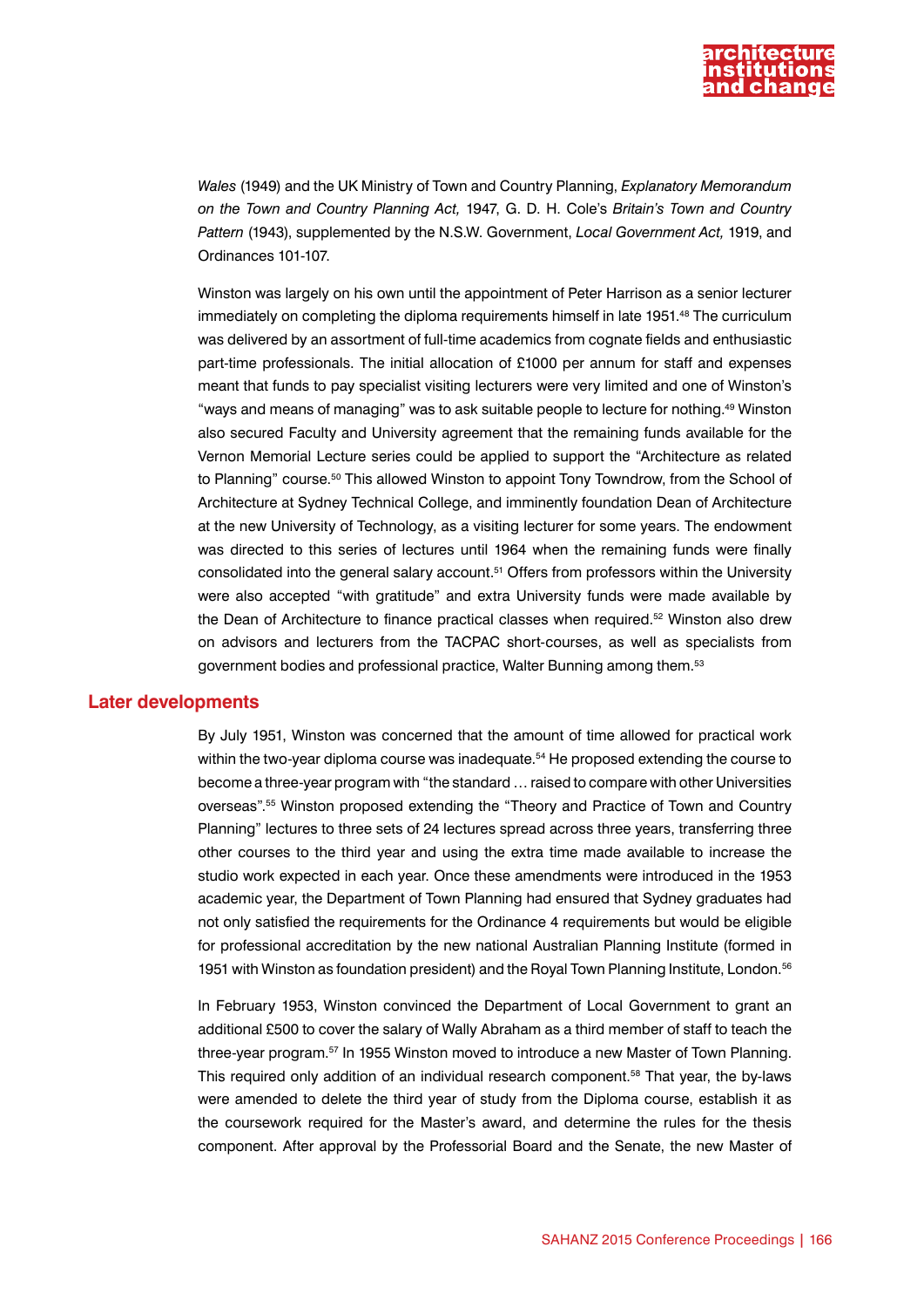*Wales* (1949) and the UK Ministry of Town and Country Planning, *Explanatory Memorandum on the Town and Country Planning Act,* 1947, G. D. H. Cole's *Britain's Town and Country Pattern* (1943), supplemented by the N.S.W. Government, *Local Government Act,* 1919, and Ordinances 101-107.

Winston was largely on his own until the appointment of Peter Harrison as a senior lecturer immediately on completing the diploma requirements himself in late 1951.[48] The curriculum was delivered by an assortment of full-time academics from cognate fields and enthusiastic part-time professionals. The initial allocation of £1000 per annum for staff and expenses meant that funds to pay specialist visiting lecturers were very limited and one of Winston's "ways and means of managing" was to ask suitable people to lecture for nothing.[49] Winston also secured Faculty and University agreement that the remaining funds available for the Vernon Memorial Lecture series could be applied to support the "Architecture as related to Planning" course.[50] This allowed Winston to appoint Tony Towndrow, from the School of Architecture at Sydney Technical College, and imminently foundation Dean of Architecture at the new University of Technology, as a visiting lecturer for some years. The endowment was directed to this series of lectures until 1964 when the remaining funds were finally consolidated into the general salary account.[51] Offers from professors within the University were also accepted "with gratitude" and extra University funds were made available by the Dean of Architecture to finance practical classes when required.[52] Winston also drew on advisors and lecturers from the TACPAC short-courses, as well as specialists from government bodies and professional practice, Walter Bunning among them.[53]

## Later developments

By July 1951, Winston was concerned that the amount of time allowed for practical work within the two-year diploma course was inadequate.[54] He proposed extending the course to become a three-year program with "the standard … raised to compare with other Universities overseas".[55] Winston proposed extending the "Theory and Practice of Town and Country Planning" lectures to three sets of 24 lectures spread across three years, transferring three other courses to the third year and using the extra time made available to increase the studio work expected in each year. Once these amendments were introduced in the 1953 academic year, the Department of Town Planning had ensured that Sydney graduates had not only satisfied the requirements for the Ordinance 4 requirements but would be eligible for professional accreditation by the new national Australian Planning Institute (formed in 1951 with Winston as foundation president) and the Royal Town Planning Institute, London.[56]

In February 1953, Winston convinced the Department of Local Government to grant an additional £500 to cover the salary of Wally Abraham as a third member of staff to teach the three-year program.[57] In 1955 Winston moved to introduce a new Master of Town Planning. This required only addition of an individual research component.[58] That year, the by-laws were amended to delete the third year of study from the Diploma course, establish it as the coursework required for the Master's award, and determine the rules for the thesis component. After approval by the Professorial Board and the Senate, the new Master of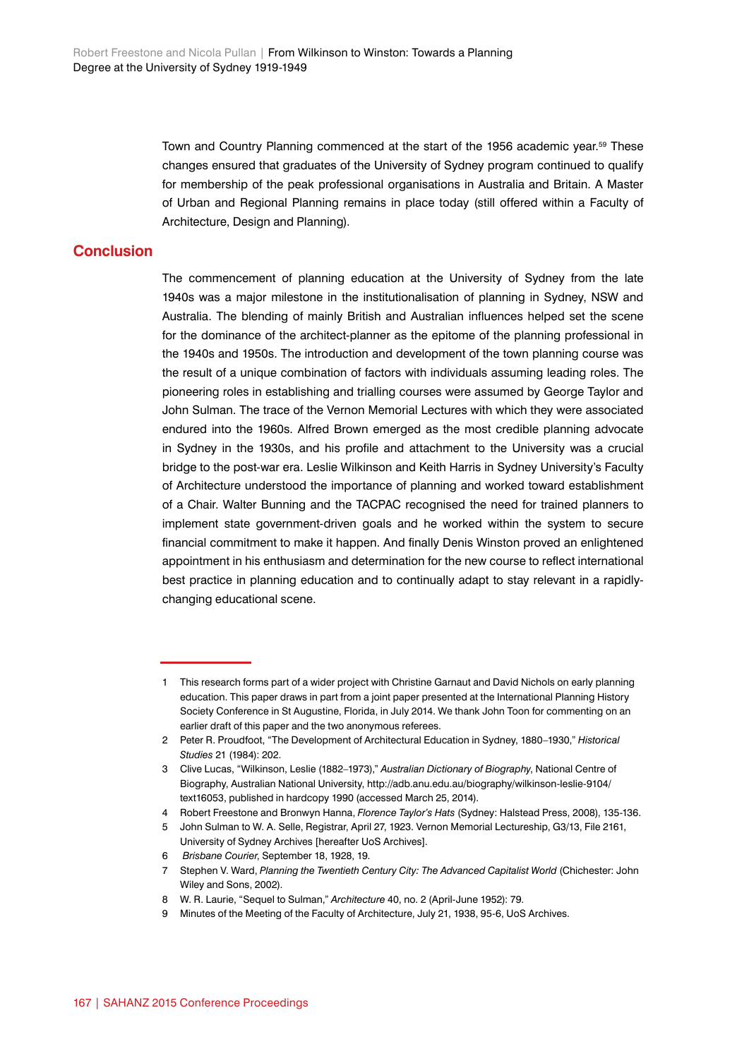Town and Country Planning commenced at the start of the 1956 academic year.[59] These changes ensured that graduates of the University of Sydney program continued to qualify for membership of the peak professional organisations in Australia and Britain. A Master of Urban and Regional Planning remains in place today (still offered within a Faculty of Architecture, Design and Planning).

## Conclusion

The commencement of planning education at the University of Sydney from the late 1940s was a major milestone in the institutionalisation of planning in Sydney, NSW and Australia. The blending of mainly British and Australian influences helped set the scene for the dominance of the architect-planner as the epitome of the planning professional in the 1940s and 1950s. The introduction and development of the town planning course was the result of a unique combination of factors with individuals assuming leading roles. The pioneering roles in establishing and trialling courses were assumed by George Taylor and John Sulman. The trace of the Vernon Memorial Lectures with which they were associated endured into the 1960s. Alfred Brown emerged as the most credible planning advocate in Sydney in the 1930s, and his profile and attachment to the University was a crucial bridge to the post-war era. Leslie Wilkinson and Keith Harris in Sydney University's Faculty of Architecture understood the importance of planning and worked toward establishment of a Chair. Walter Bunning and the TACPAC recognised the need for trained planners to implement state government-driven goals and he worked within the system to secure financial commitment to make it happen. And finally Denis Winston proved an enlightened appointment in his enthusiasm and determination for the new course to reflect international best practice in planning education and to continually adapt to stay relevant in a rapidly-changing educational scene.

---

1. This research forms part of a wider project with Christine Garnaut and David Nichols on early planning education. This paper draws in part from a joint paper presented at the International Planning History Society Conference in St Augustine, Florida, in July 2014. We thank John Toon for commenting on an earlier draft of this paper and the two anonymous referees.
2. Peter R. Proudfoot, "The Development of Architectural Education in Sydney, 1880–1930," *Historical Studies* 21 (1984): 202.
3. Clive Lucas, "Wilkinson, Leslie (1882–1973)," *Australian Dictionary of Biography*, National Centre of Biography, Australian National University, http://adb.anu.edu.au/biography/wilkinson-leslie-9104/text16053, published in hardcopy 1990 (accessed March 25, 2014).
4. Robert Freestone and Bronwyn Hanna, *Florence Taylor's Hats* (Sydney: Halstead Press, 2008), 135-136.
5. John Sulman to W. A. Selle, Registrar, April 27, 1923. Vernon Memorial Lectureship, G3/13, File 2161, University of Sydney Archives [hereafter UoS Archives].
6. *Brisbane Courier*, September 18, 1928, 19.
7. Stephen V. Ward, *Planning the Twentieth Century City: The Advanced Capitalist World* (Chichester: John Wiley and Sons, 2002).
8. W. R. Laurie, "Sequel to Sulman," *Architecture* 40, no. 2 (April-June 1952): 79.
9. Minutes of the Meeting of the Faculty of Architecture, July 21, 1938, 95-6, UoS Archives.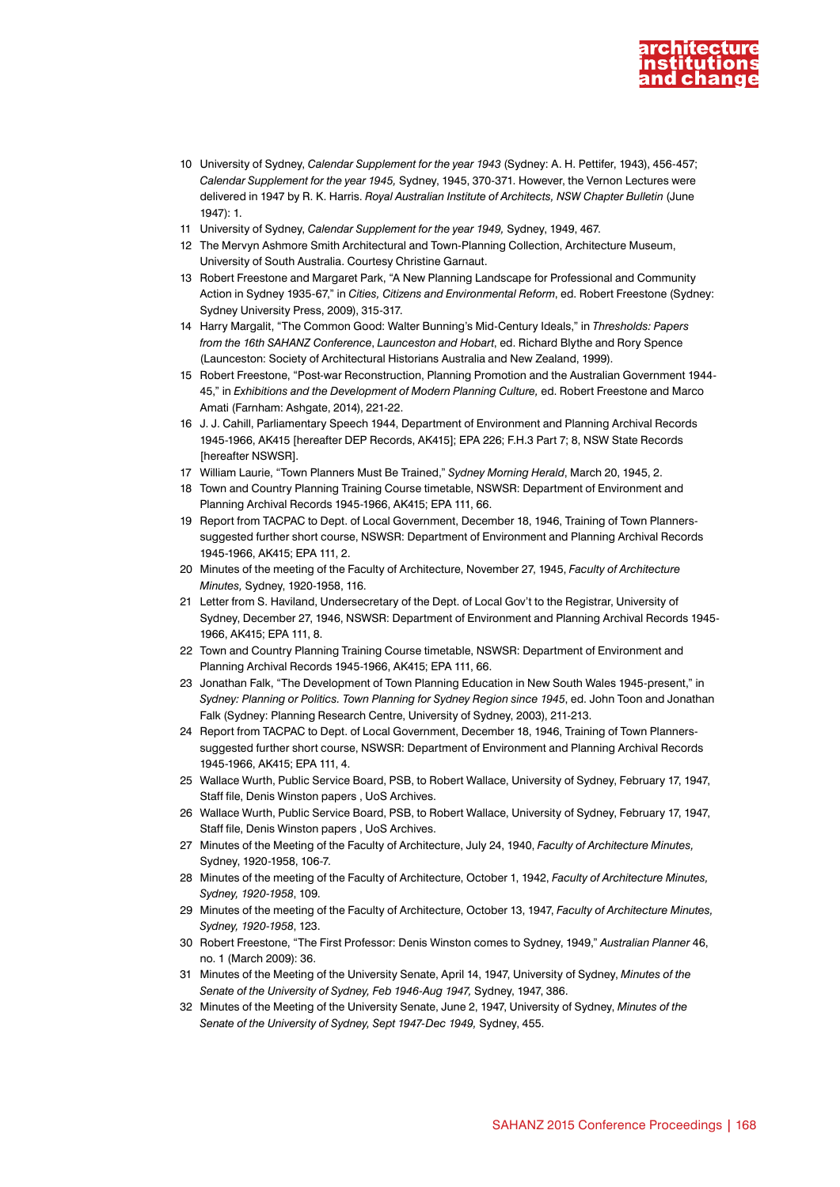10 University of Sydney, *Calendar Supplement for the year 1943* (Sydney: A. H. Pettifer, 1943), 456-457; *Calendar Supplement for the year 1945,* Sydney, 1945, 370-371. However, the Vernon Lectures were delivered in 1947 by R. K. Harris. *Royal Australian Institute of Architects, NSW Chapter Bulletin* (June 1947): 1.

11 University of Sydney, *Calendar Supplement for the year 1949,* Sydney, 1949, 467.

12 The Mervyn Ashmore Smith Architectural and Town-Planning Collection, Architecture Museum, University of South Australia. Courtesy Christine Garnaut.

13 Robert Freestone and Margaret Park, "A New Planning Landscape for Professional and Community Action in Sydney 1935-67," in *Cities, Citizens and Environmental Reform*, ed. Robert Freestone (Sydney: Sydney University Press, 2009), 315-317.

14 Harry Margalit, "The Common Good: Walter Bunning's Mid-Century Ideals," in *Thresholds: Papers from the 16th SAHANZ Conference*, *Launceston and Hobart*, ed. Richard Blythe and Rory Spence (Launceston: Society of Architectural Historians Australia and New Zealand, 1999).

15 Robert Freestone, "Post-war Reconstruction, Planning Promotion and the Australian Government 1944-45," in *Exhibitions and the Development of Modern Planning Culture,* ed. Robert Freestone and Marco Amati (Farnham: Ashgate, 2014), 221-22.

16 J. J. Cahill, Parliamentary Speech 1944, Department of Environment and Planning Archival Records 1945-1966, AK415 [hereafter DEP Records, AK415]; EPA 226; F.H.3 Part 7; 8, NSW State Records [hereafter NSWSR].

17 William Laurie, "Town Planners Must Be Trained," *Sydney Morning Herald*, March 20, 1945, 2.

18 Town and Country Planning Training Course timetable, NSWSR: Department of Environment and Planning Archival Records 1945-1966, AK415; EPA 111, 66.

19 Report from TACPAC to Dept. of Local Government, December 18, 1946, Training of Town Planners-suggested further short course, NSWSR: Department of Environment and Planning Archival Records 1945-1966, AK415; EPA 111, 2.

20 Minutes of the meeting of the Faculty of Architecture, November 27, 1945, *Faculty of Architecture Minutes,* Sydney, 1920-1958, 116.

21 Letter from S. Haviland, Undersecretary of the Dept. of Local Gov't to the Registrar, University of Sydney, December 27, 1946, NSWSR: Department of Environment and Planning Archival Records 1945-1966, AK415; EPA 111, 8.

22 Town and Country Planning Training Course timetable, NSWSR: Department of Environment and Planning Archival Records 1945-1966, AK415; EPA 111, 66.

23 Jonathan Falk, "The Development of Town Planning Education in New South Wales 1945-present," in *Sydney: Planning or Politics. Town Planning for Sydney Region since 1945*, ed. John Toon and Jonathan Falk (Sydney: Planning Research Centre, University of Sydney, 2003), 211-213.

24 Report from TACPAC to Dept. of Local Government, December 18, 1946, Training of Town Planners-suggested further short course, NSWSR: Department of Environment and Planning Archival Records 1945-1966, AK415; EPA 111, 4.

25 Wallace Wurth, Public Service Board, PSB, to Robert Wallace, University of Sydney, February 17, 1947, Staff file, Denis Winston papers , UoS Archives.

26 Wallace Wurth, Public Service Board, PSB, to Robert Wallace, University of Sydney, February 17, 1947, Staff file, Denis Winston papers , UoS Archives.

27 Minutes of the Meeting of the Faculty of Architecture, July 24, 1940, *Faculty of Architecture Minutes,* Sydney, 1920-1958, 106-7.

28 Minutes of the meeting of the Faculty of Architecture, October 1, 1942, *Faculty of Architecture Minutes, Sydney, 1920-1958*, 109.

29 Minutes of the meeting of the Faculty of Architecture, October 13, 1947, *Faculty of Architecture Minutes, Sydney, 1920-1958*, 123.

30 Robert Freestone, "The First Professor: Denis Winston comes to Sydney, 1949," *Australian Planner* 46, no. 1 (March 2009): 36.

31 Minutes of the Meeting of the University Senate, April 14, 1947, University of Sydney, *Minutes of the Senate of the University of Sydney, Feb 1946-Aug 1947,* Sydney, 1947, 386.

32 Minutes of the Meeting of the University Senate, June 2, 1947, University of Sydney, *Minutes of the Senate of the University of Sydney, Sept 1947-Dec 1949,* Sydney, 455.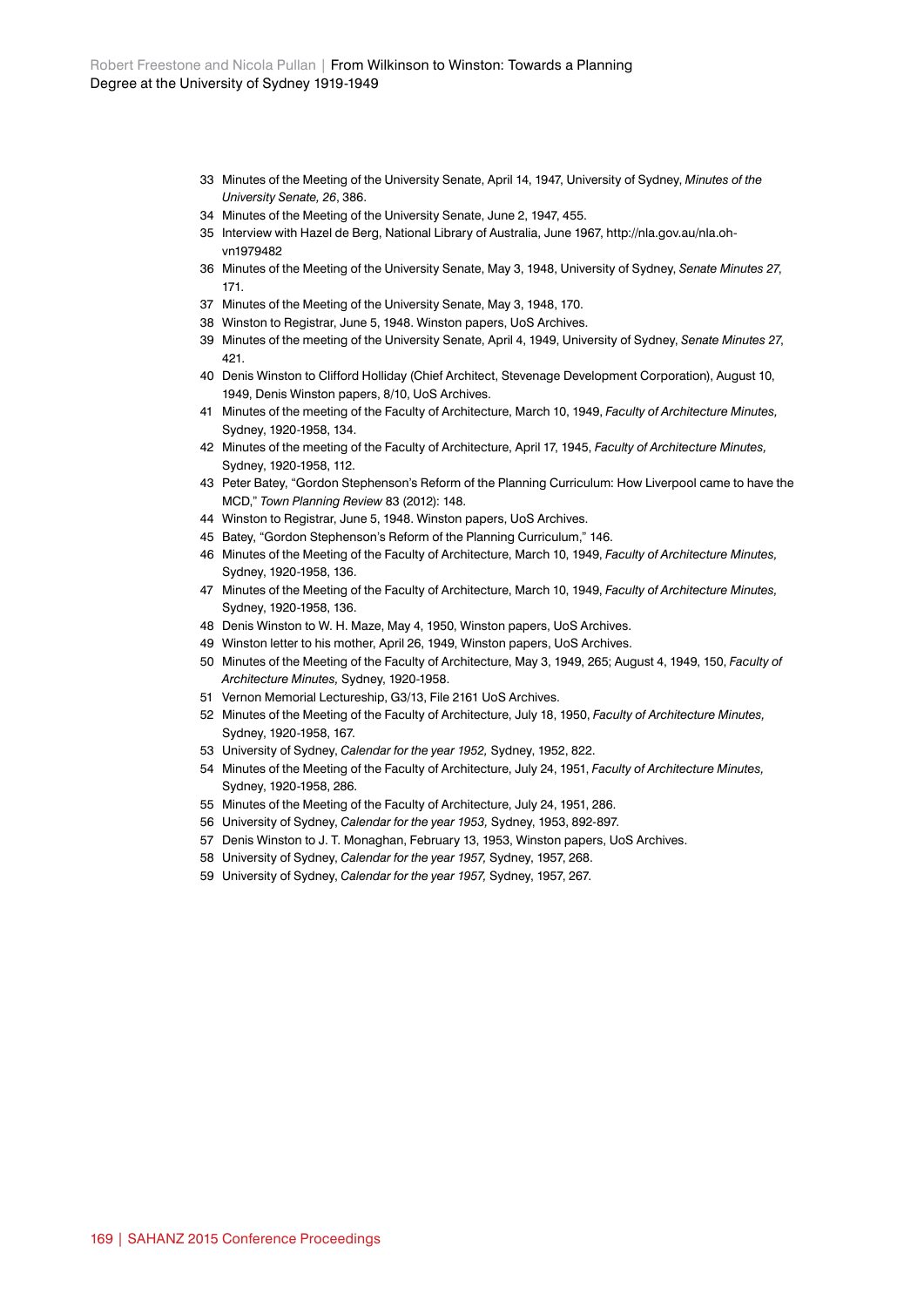33 Minutes of the Meeting of the University Senate, April 14, 1947, University of Sydney, *Minutes of the University Senate, 26*, 386.

34 Minutes of the Meeting of the University Senate, June 2, 1947, 455.

35 Interview with Hazel de Berg, National Library of Australia, June 1967, http://nla.gov.au/nla.oh-vn1979482

36 Minutes of the Meeting of the University Senate, May 3, 1948, University of Sydney, *Senate Minutes 27*, 171.

37 Minutes of the Meeting of the University Senate, May 3, 1948, 170.

38 Winston to Registrar, June 5, 1948. Winston papers, UoS Archives.

39 Minutes of the meeting of the University Senate, April 4, 1949, University of Sydney, *Senate Minutes 27*, 421.

40 Denis Winston to Clifford Holliday (Chief Architect, Stevenage Development Corporation), August 10, 1949, Denis Winston papers, 8/10, UoS Archives.

41 Minutes of the meeting of the Faculty of Architecture, March 10, 1949, *Faculty of Architecture Minutes,* Sydney, 1920-1958, 134.

42 Minutes of the meeting of the Faculty of Architecture, April 17, 1945, *Faculty of Architecture Minutes,* Sydney, 1920-1958, 112.

43 Peter Batey, "Gordon Stephenson's Reform of the Planning Curriculum: How Liverpool came to have the MCD," *Town Planning Review* 83 (2012): 148.

44 Winston to Registrar, June 5, 1948. Winston papers, UoS Archives.

45 Batey, "Gordon Stephenson's Reform of the Planning Curriculum," 146.

46 Minutes of the Meeting of the Faculty of Architecture, March 10, 1949, *Faculty of Architecture Minutes,* Sydney, 1920-1958, 136.

47 Minutes of the Meeting of the Faculty of Architecture, March 10, 1949, *Faculty of Architecture Minutes,* Sydney, 1920-1958, 136.

48 Denis Winston to W. H. Maze, May 4, 1950, Winston papers, UoS Archives.

49 Winston letter to his mother, April 26, 1949, Winston papers, UoS Archives.

50 Minutes of the Meeting of the Faculty of Architecture, May 3, 1949, 265; August 4, 1949, 150, *Faculty of Architecture Minutes,* Sydney, 1920-1958.

51 Vernon Memorial Lectureship, G3/13, File 2161 UoS Archives.

52 Minutes of the Meeting of the Faculty of Architecture, July 18, 1950, *Faculty of Architecture Minutes,* Sydney, 1920-1958, 167.

53 University of Sydney, *Calendar for the year 1952,* Sydney, 1952, 822.

54 Minutes of the Meeting of the Faculty of Architecture, July 24, 1951, *Faculty of Architecture Minutes,* Sydney, 1920-1958, 286.

55 Minutes of the Meeting of the Faculty of Architecture, July 24, 1951, 286.

56 University of Sydney, *Calendar for the year 1953,* Sydney, 1953, 892-897.

57 Denis Winston to J. T. Monaghan, February 13, 1953, Winston papers, UoS Archives.

58 University of Sydney, *Calendar for the year 1957,* Sydney, 1957, 268.

59 University of Sydney, *Calendar for the year 1957,* Sydney, 1957, 267.